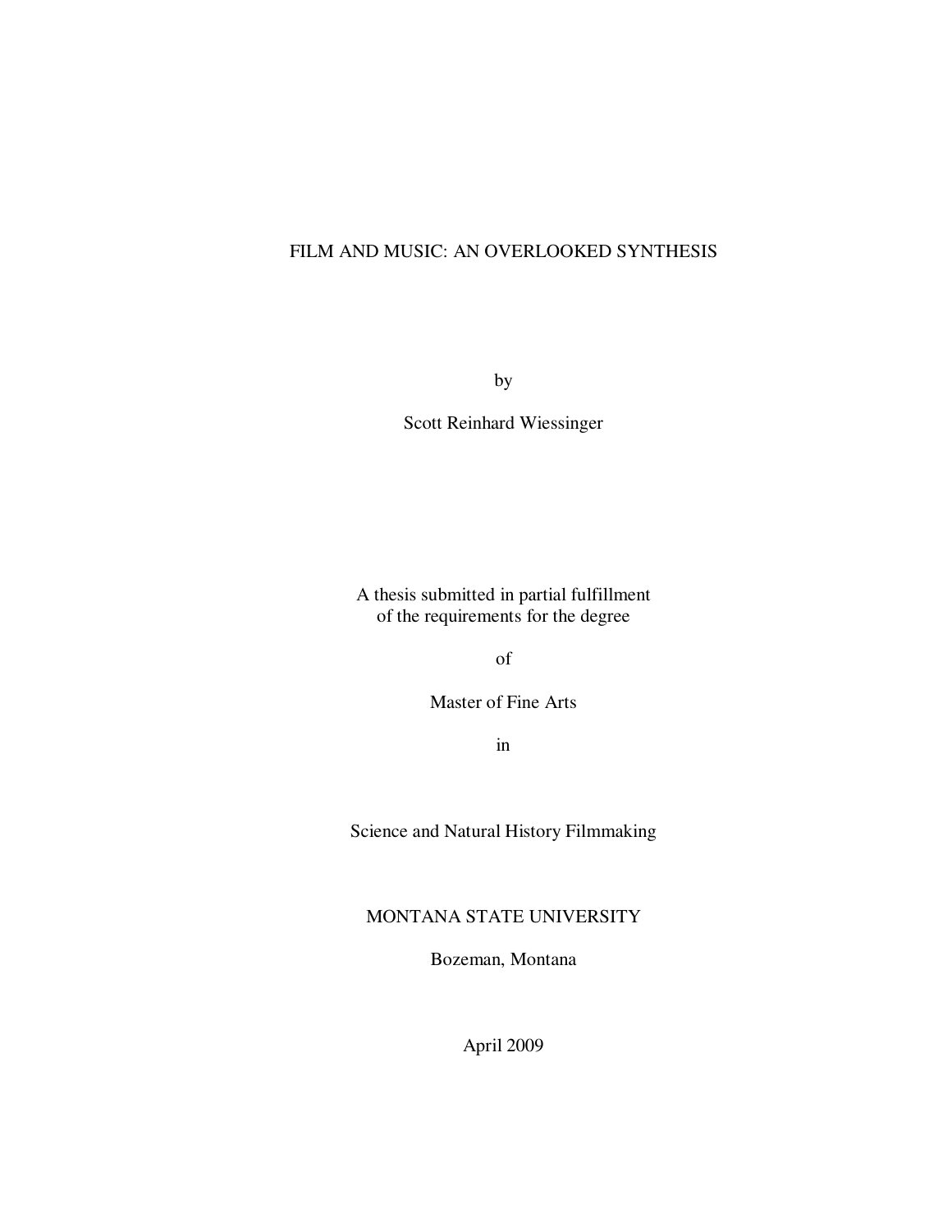# FILM AND MUSIC: AN OVERLOOKED SYNTHESIS

by

Scott Reinhard Wiessinger

A thesis submitted in partial fulfillment
of the requirements for the degree

of

Master of Fine Arts

in

Science and Natural History Filmmaking

MONTANA STATE UNIVERSITY

Bozeman, Montana

April 2009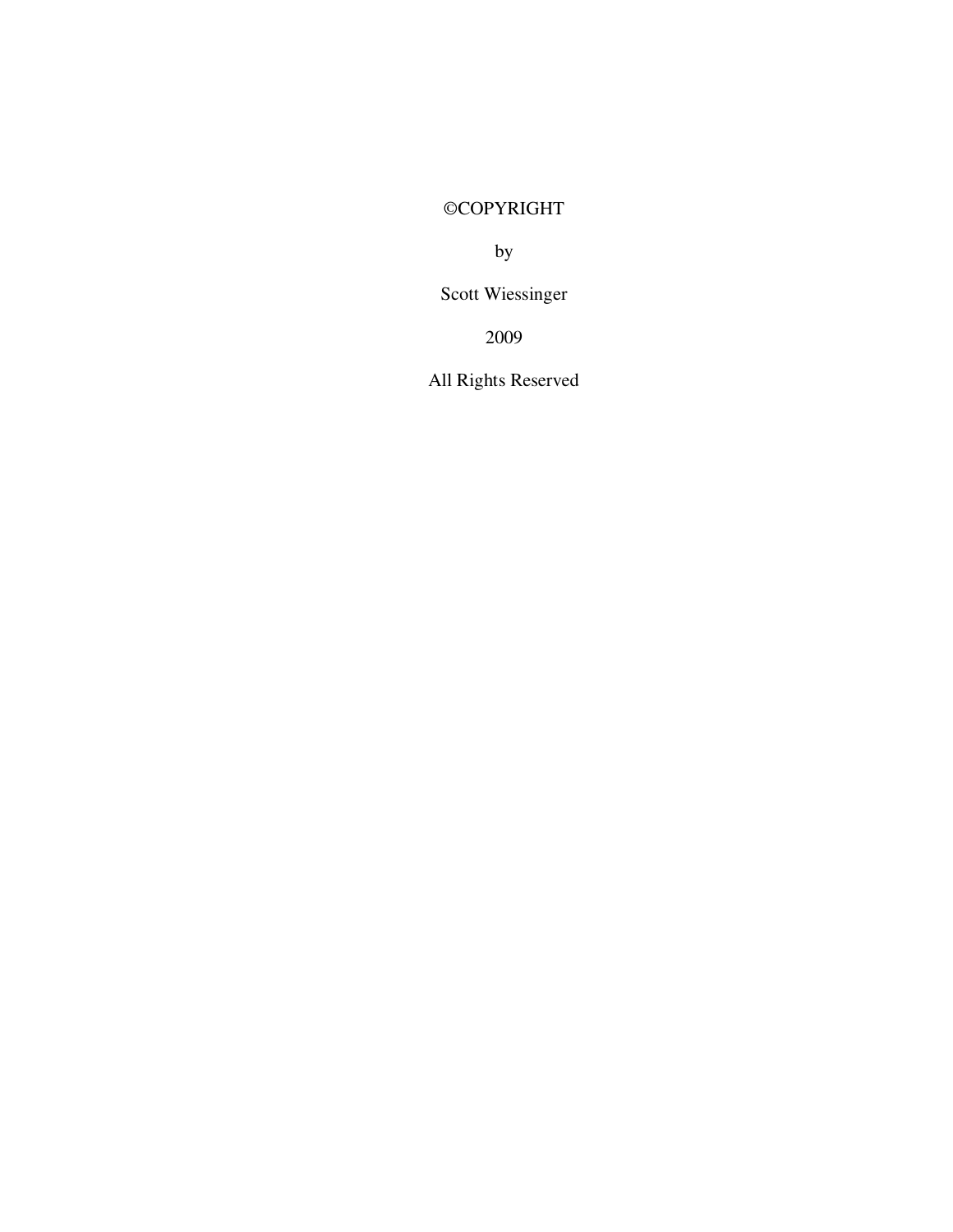©COPYRIGHT

by

Scott Wiessinger

2009

All Rights Reserved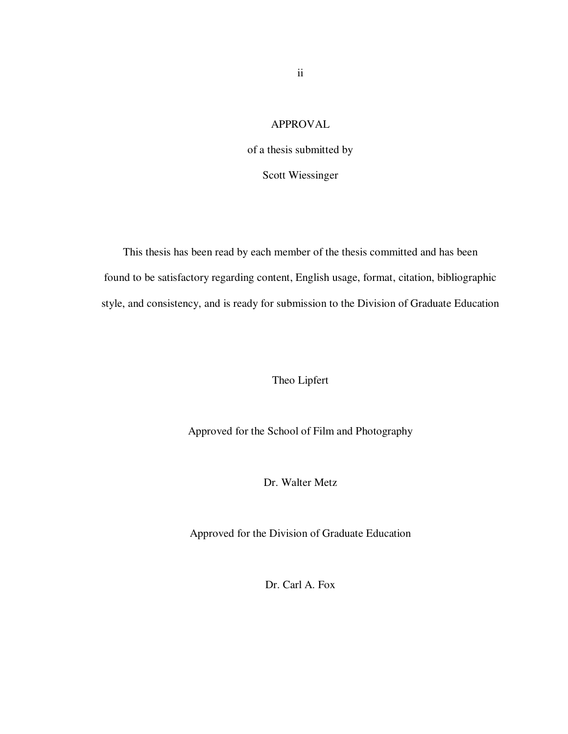# APPROVAL

of a thesis submitted by

Scott Wiessinger

This thesis has been read by each member of the thesis committed and has been found to be satisfactory regarding content, English usage, format, citation, bibliographic style, and consistency, and is ready for submission to the Division of Graduate Education

Theo Lipfert

Approved for the School of Film and Photography

Dr. Walter Metz

Approved for the Division of Graduate Education

Dr. Carl A. Fox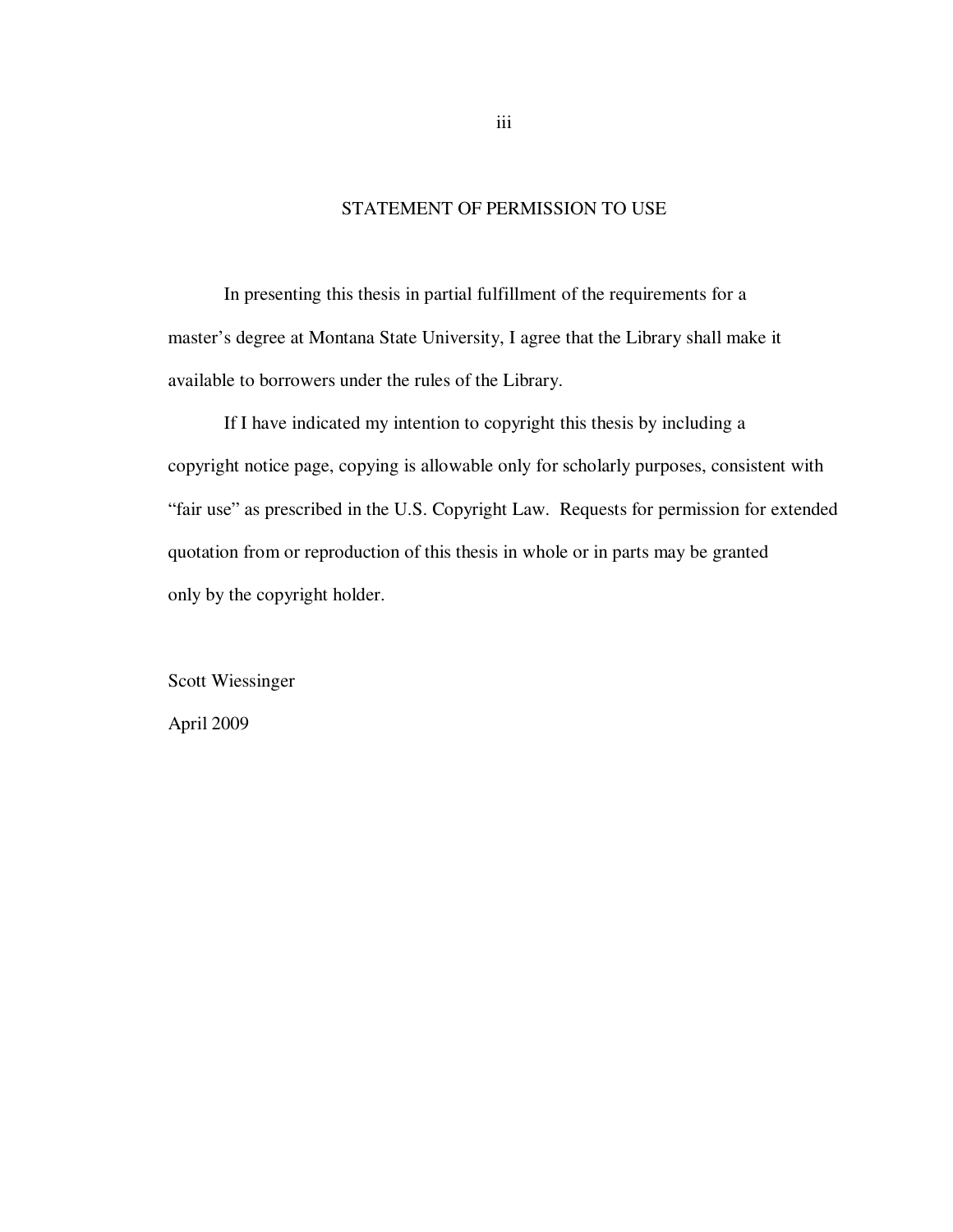## STATEMENT OF PERMISSION TO USE

In presenting this thesis in partial fulfillment of the requirements for a master's degree at Montana State University, I agree that the Library shall make it available to borrowers under the rules of the Library.

If I have indicated my intention to copyright this thesis by including a copyright notice page, copying is allowable only for scholarly purposes, consistent with "fair use" as prescribed in the U.S. Copyright Law. Requests for permission for extended quotation from or reproduction of this thesis in whole or in parts may be granted only by the copyright holder.

Scott Wiessinger

April 2009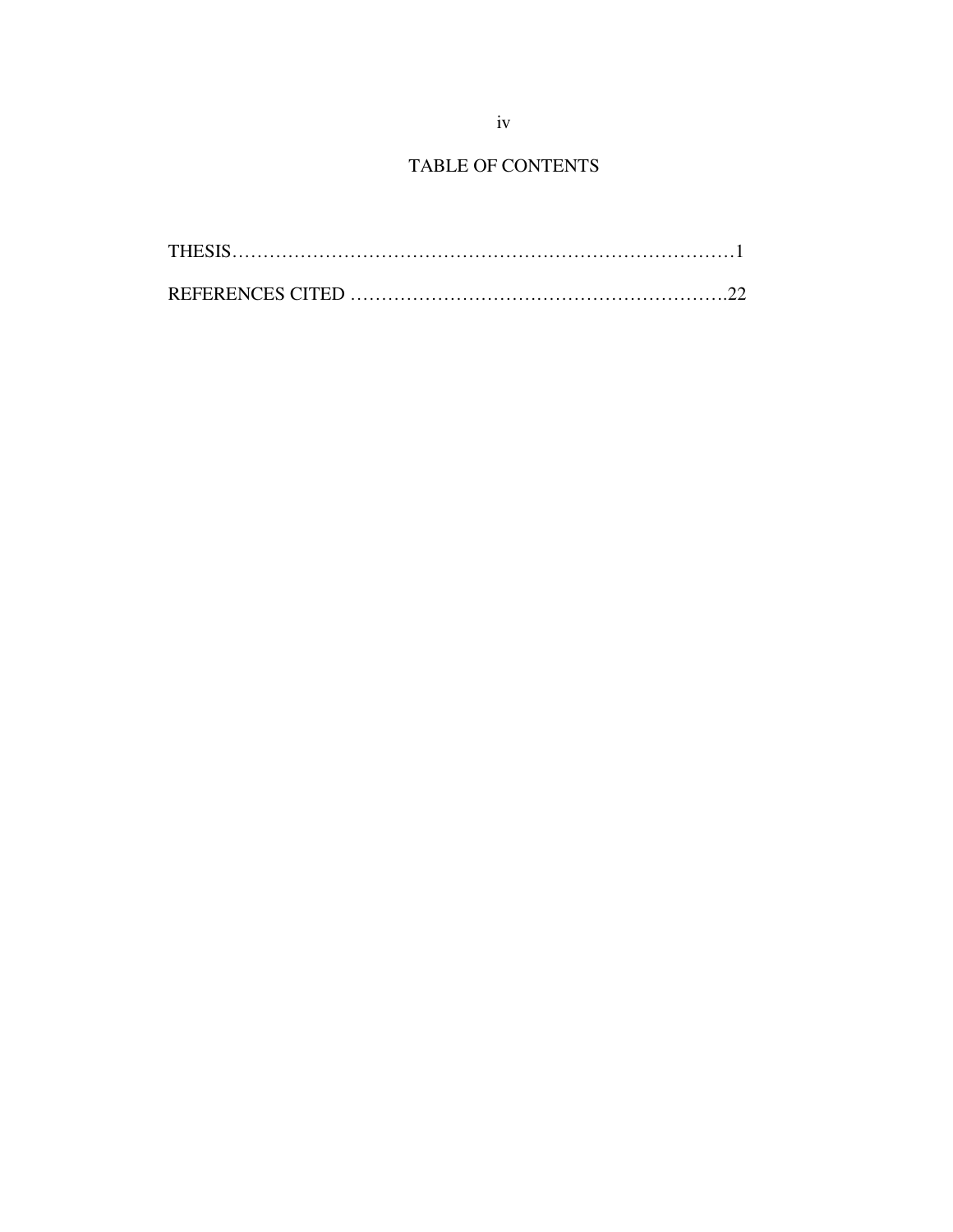# TABLE OF CONTENTS

THESIS……………………………………………………………………………1

REFERENCES CITED ……………………………………………………….22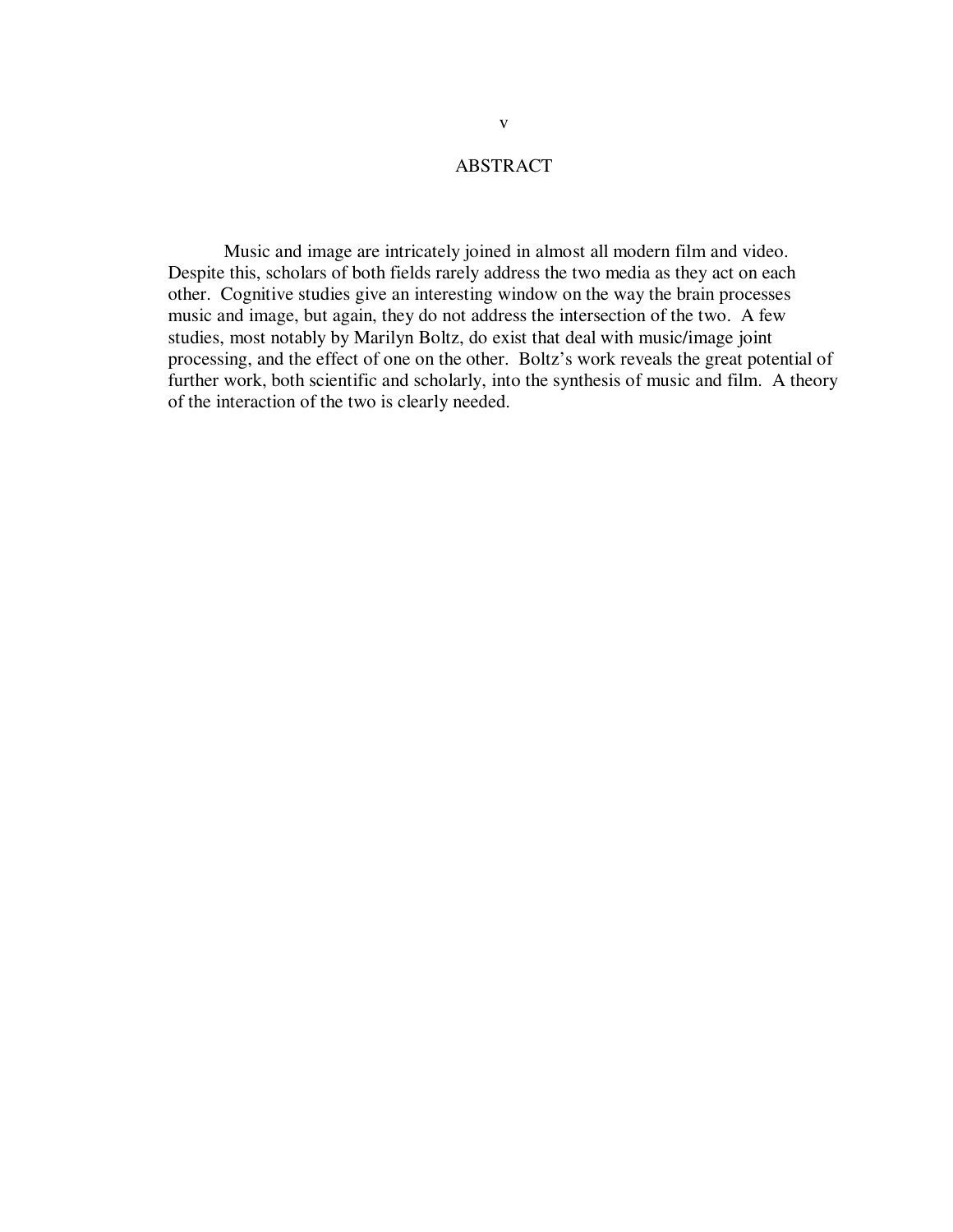# ABSTRACT

Music and image are intricately joined in almost all modern film and video. Despite this, scholars of both fields rarely address the two media as they act on each other. Cognitive studies give an interesting window on the way the brain processes music and image, but again, they do not address the intersection of the two. A few studies, most notably by Marilyn Boltz, do exist that deal with music/image joint processing, and the effect of one on the other. Boltz's work reveals the great potential of further work, both scientific and scholarly, into the synthesis of music and film. A theory of the interaction of the two is clearly needed.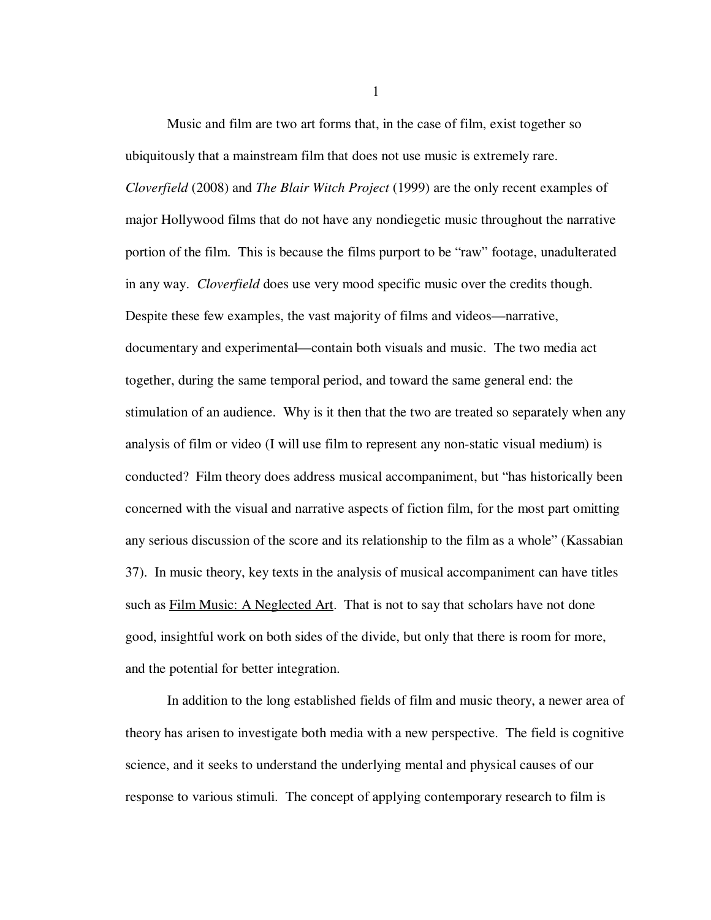Music and film are two art forms that, in the case of film, exist together so ubiquitously that a mainstream film that does not use music is extremely rare. *Cloverfield* (2008) and *The Blair Witch Project* (1999) are the only recent examples of major Hollywood films that do not have any nondiegetic music throughout the narrative portion of the film. This is because the films purport to be "raw" footage, unadulterated in any way. *Cloverfield* does use very mood specific music over the credits though. Despite these few examples, the vast majority of films and videos—narrative, documentary and experimental—contain both visuals and music. The two media act together, during the same temporal period, and toward the same general end: the stimulation of an audience. Why is it then that the two are treated so separately when any analysis of film or video (I will use film to represent any non-static visual medium) is conducted? Film theory does address musical accompaniment, but "has historically been concerned with the visual and narrative aspects of fiction film, for the most part omitting any serious discussion of the score and its relationship to the film as a whole" (Kassabian 37). In music theory, key texts in the analysis of musical accompaniment can have titles such as <u>Film Music: A Neglected Art</u>. That is not to say that scholars have not done good, insightful work on both sides of the divide, but only that there is room for more, and the potential for better integration.

In addition to the long established fields of film and music theory, a newer area of theory has arisen to investigate both media with a new perspective. The field is cognitive science, and it seeks to understand the underlying mental and physical causes of our response to various stimuli. The concept of applying contemporary research to film is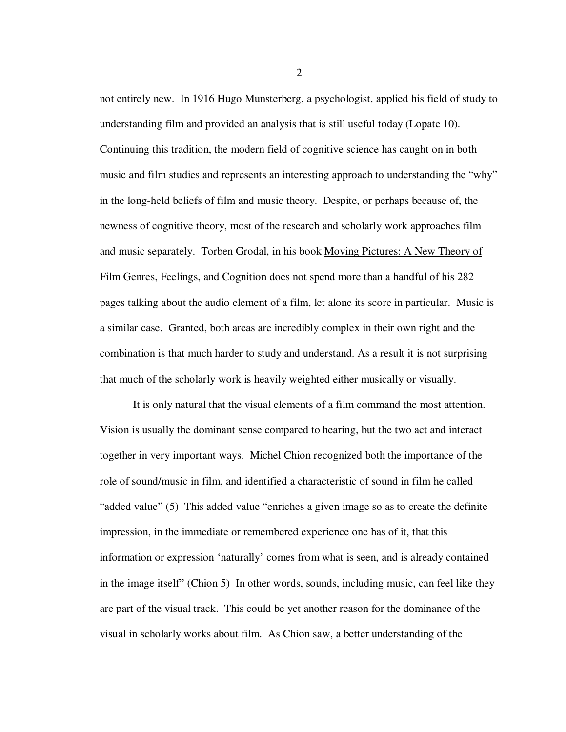not entirely new. In 1916 Hugo Munsterberg, a psychologist, applied his field of study to understanding film and provided an analysis that is still useful today (Lopate 10). Continuing this tradition, the modern field of cognitive science has caught on in both music and film studies and represents an interesting approach to understanding the "why" in the long-held beliefs of film and music theory. Despite, or perhaps because of, the newness of cognitive theory, most of the research and scholarly work approaches film and music separately. Torben Grodal, in his book <u>Moving Pictures: A New Theory of Film Genres, Feelings, and Cognition</u> does not spend more than a handful of his 282 pages talking about the audio element of a film, let alone its score in particular. Music is a similar case. Granted, both areas are incredibly complex in their own right and the combination is that much harder to study and understand. As a result it is not surprising that much of the scholarly work is heavily weighted either musically or visually.

It is only natural that the visual elements of a film command the most attention. Vision is usually the dominant sense compared to hearing, but the two act and interact together in very important ways. Michel Chion recognized both the importance of the role of sound/music in film, and identified a characteristic of sound in film he called "added value" (5) This added value "enriches a given image so as to create the definite impression, in the immediate or remembered experience one has of it, that this information or expression 'naturally' comes from what is seen, and is already contained in the image itself" (Chion 5) In other words, sounds, including music, can feel like they are part of the visual track. This could be yet another reason for the dominance of the visual in scholarly works about film. As Chion saw, a better understanding of the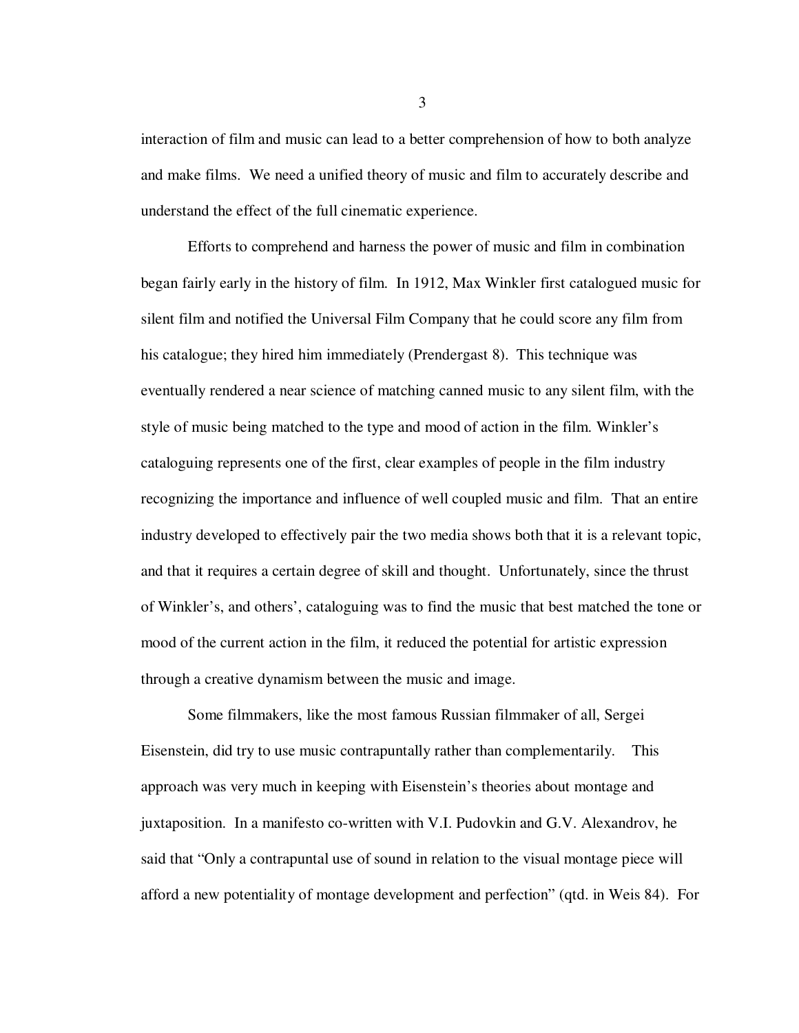interaction of film and music can lead to a better comprehension of how to both analyze and make films. We need a unified theory of music and film to accurately describe and understand the effect of the full cinematic experience.

Efforts to comprehend and harness the power of music and film in combination began fairly early in the history of film. In 1912, Max Winkler first catalogued music for silent film and notified the Universal Film Company that he could score any film from his catalogue; they hired him immediately (Prendergast 8). This technique was eventually rendered a near science of matching canned music to any silent film, with the style of music being matched to the type and mood of action in the film. Winkler's cataloguing represents one of the first, clear examples of people in the film industry recognizing the importance and influence of well coupled music and film. That an entire industry developed to effectively pair the two media shows both that it is a relevant topic, and that it requires a certain degree of skill and thought. Unfortunately, since the thrust of Winkler's, and others', cataloguing was to find the music that best matched the tone or mood of the current action in the film, it reduced the potential for artistic expression through a creative dynamism between the music and image.

Some filmmakers, like the most famous Russian filmmaker of all, Sergei Eisenstein, did try to use music contrapuntally rather than complementarily. This approach was very much in keeping with Eisenstein's theories about montage and juxtaposition. In a manifesto co-written with V.I. Pudovkin and G.V. Alexandrov, he said that "Only a contrapuntal use of sound in relation to the visual montage piece will afford a new potentiality of montage development and perfection" (qtd. in Weis 84). For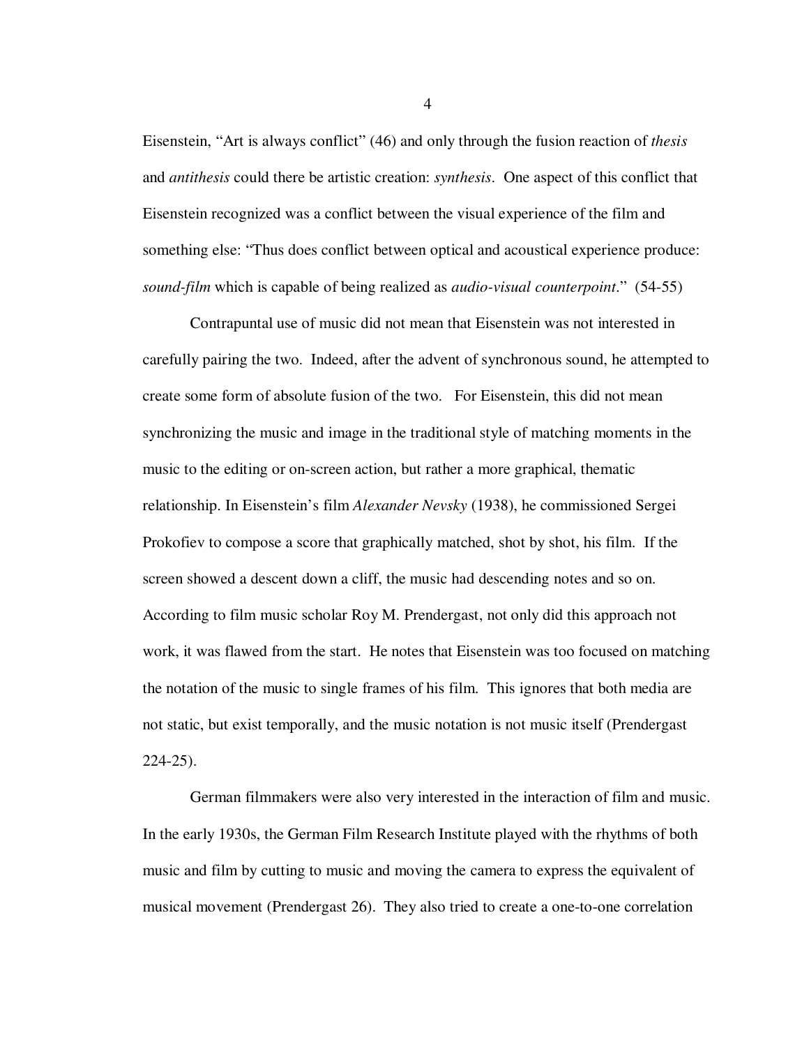Eisenstein, “Art is always conflict” (46) and only through the fusion reaction of *thesis* and *antithesis* could there be artistic creation: *synthesis*. One aspect of this conflict that Eisenstein recognized was a conflict between the visual experience of the film and something else: “Thus does conflict between optical and acoustical experience produce: *sound-film* which is capable of being realized as *audio-visual counterpoint*.” (54-55)

Contrapuntal use of music did not mean that Eisenstein was not interested in carefully pairing the two. Indeed, after the advent of synchronous sound, he attempted to create some form of absolute fusion of the two. For Eisenstein, this did not mean synchronizing the music and image in the traditional style of matching moments in the music to the editing or on-screen action, but rather a more graphical, thematic relationship. In Eisenstein’s film *Alexander Nevsky* (1938), he commissioned Sergei Prokofiev to compose a score that graphically matched, shot by shot, his film. If the screen showed a descent down a cliff, the music had descending notes and so on. According to film music scholar Roy M. Prendergast, not only did this approach not work, it was flawed from the start. He notes that Eisenstein was too focused on matching the notation of the music to single frames of his film. This ignores that both media are not static, but exist temporally, and the music notation is not music itself (Prendergast 224-25).

German filmmakers were also very interested in the interaction of film and music. In the early 1930s, the German Film Research Institute played with the rhythms of both music and film by cutting to music and moving the camera to express the equivalent of musical movement (Prendergast 26). They also tried to create a one-to-one correlation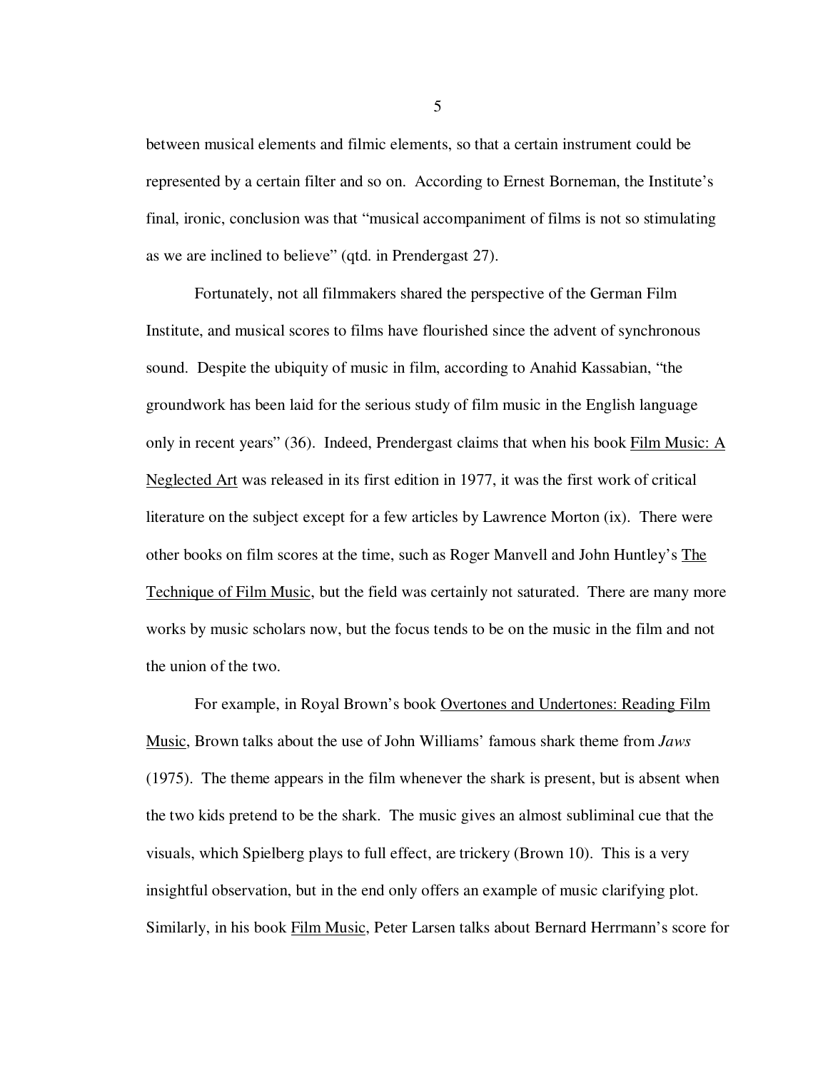between musical elements and filmic elements, so that a certain instrument could be represented by a certain filter and so on. According to Ernest Borneman, the Institute's final, ironic, conclusion was that "musical accompaniment of films is not so stimulating as we are inclined to believe" (qtd. in Prendergast 27).

Fortunately, not all filmmakers shared the perspective of the German Film Institute, and musical scores to films have flourished since the advent of synchronous sound. Despite the ubiquity of music in film, according to Anahid Kassabian, "the groundwork has been laid for the serious study of film music in the English language only in recent years" (36). Indeed, Prendergast claims that when his book <u>Film Music: A Neglected Art</u> was released in its first edition in 1977, it was the first work of critical literature on the subject except for a few articles by Lawrence Morton (ix). There were other books on film scores at the time, such as Roger Manvell and John Huntley's <u>The Technique of Film Music</u>, but the field was certainly not saturated. There are many more works by music scholars now, but the focus tends to be on the music in the film and not the union of the two.

For example, in Royal Brown's book <u>Overtones and Undertones: Reading Film Music</u>, Brown talks about the use of John Williams' famous shark theme from *Jaws* (1975). The theme appears in the film whenever the shark is present, but is absent when the two kids pretend to be the shark. The music gives an almost subliminal cue that the visuals, which Spielberg plays to full effect, are trickery (Brown 10). This is a very insightful observation, but in the end only offers an example of music clarifying plot. Similarly, in his book <u>Film Music</u>, Peter Larsen talks about Bernard Herrmann's score for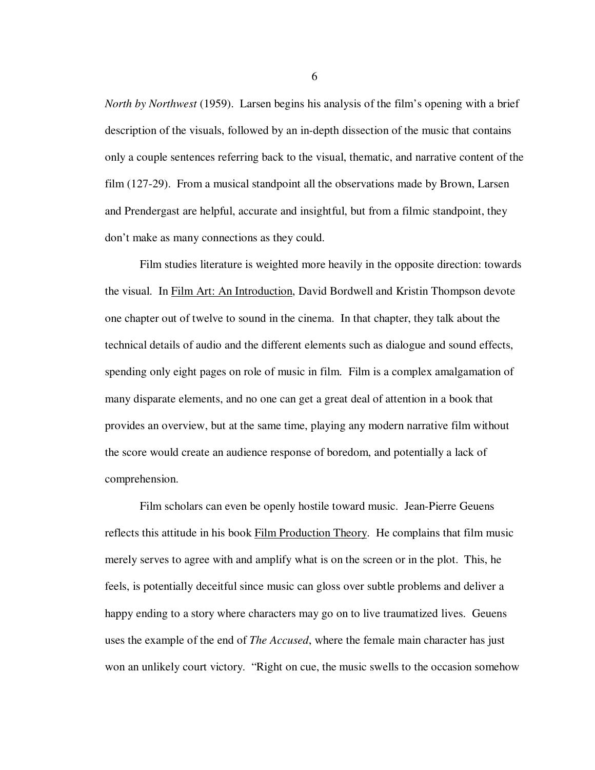*North by Northwest* (1959). Larsen begins his analysis of the film's opening with a brief description of the visuals, followed by an in-depth dissection of the music that contains only a couple sentences referring back to the visual, thematic, and narrative content of the film (127-29). From a musical standpoint all the observations made by Brown, Larsen and Prendergast are helpful, accurate and insightful, but from a filmic standpoint, they don't make as many connections as they could.

Film studies literature is weighted more heavily in the opposite direction: towards the visual. In <u>Film Art: An Introduction</u>, David Bordwell and Kristin Thompson devote one chapter out of twelve to sound in the cinema. In that chapter, they talk about the technical details of audio and the different elements such as dialogue and sound effects, spending only eight pages on role of music in film. Film is a complex amalgamation of many disparate elements, and no one can get a great deal of attention in a book that provides an overview, but at the same time, playing any modern narrative film without the score would create an audience response of boredom, and potentially a lack of comprehension.

Film scholars can even be openly hostile toward music. Jean-Pierre Geuens reflects this attitude in his book <u>Film Production Theory</u>. He complains that film music merely serves to agree with and amplify what is on the screen or in the plot. This, he feels, is potentially deceitful since music can gloss over subtle problems and deliver a happy ending to a story where characters may go on to live traumatized lives. Geuens uses the example of the end of *The Accused*, where the female main character has just won an unlikely court victory. "Right on cue, the music swells to the occasion somehow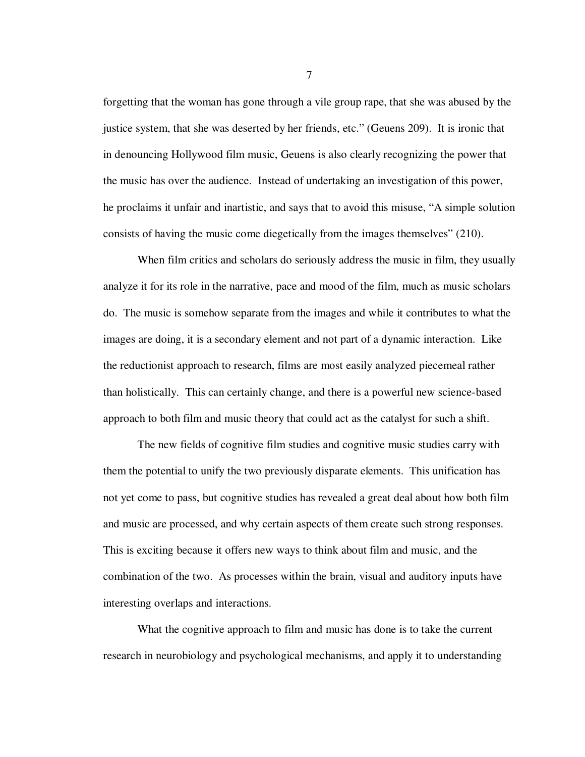forgetting that the woman has gone through a vile group rape, that she was abused by the justice system, that she was deserted by her friends, etc." (Geuens 209). It is ironic that in denouncing Hollywood film music, Geuens is also clearly recognizing the power that the music has over the audience. Instead of undertaking an investigation of this power, he proclaims it unfair and inartistic, and says that to avoid this misuse, "A simple solution consists of having the music come diegetically from the images themselves" (210).

When film critics and scholars do seriously address the music in film, they usually analyze it for its role in the narrative, pace and mood of the film, much as music scholars do. The music is somehow separate from the images and while it contributes to what the images are doing, it is a secondary element and not part of a dynamic interaction. Like the reductionist approach to research, films are most easily analyzed piecemeal rather than holistically. This can certainly change, and there is a powerful new science-based approach to both film and music theory that could act as the catalyst for such a shift.

The new fields of cognitive film studies and cognitive music studies carry with them the potential to unify the two previously disparate elements. This unification has not yet come to pass, but cognitive studies has revealed a great deal about how both film and music are processed, and why certain aspects of them create such strong responses. This is exciting because it offers new ways to think about film and music, and the combination of the two. As processes within the brain, visual and auditory inputs have interesting overlaps and interactions.

What the cognitive approach to film and music has done is to take the current research in neurobiology and psychological mechanisms, and apply it to understanding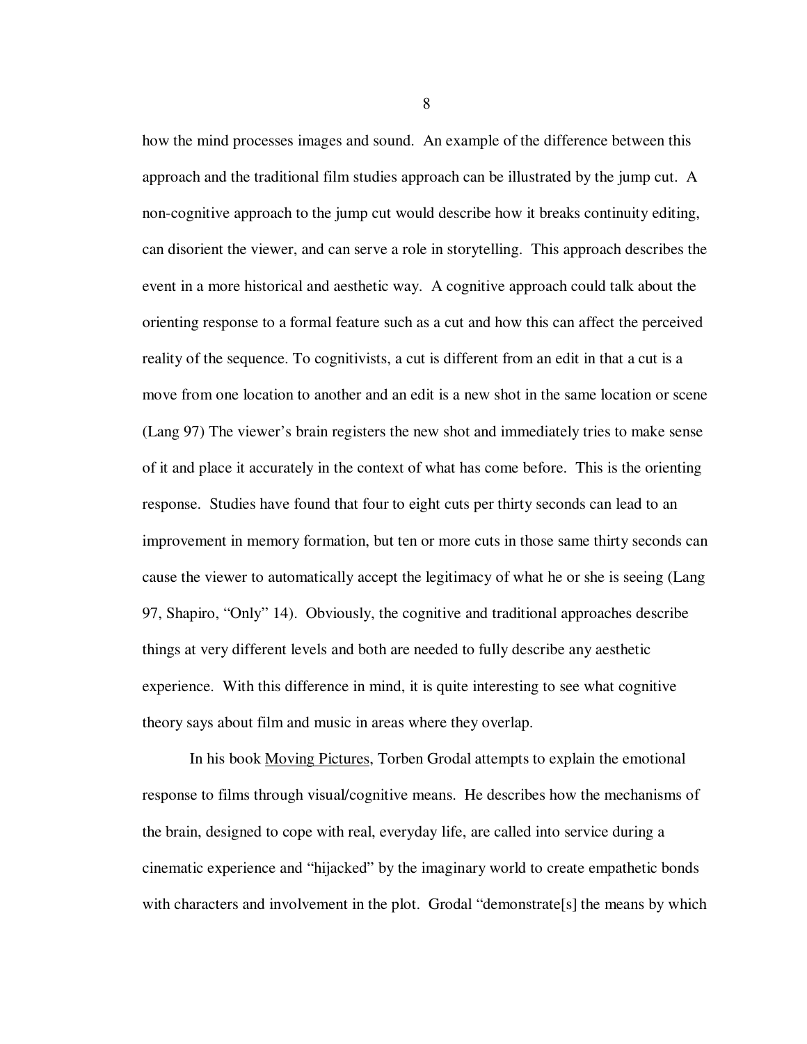how the mind processes images and sound. An example of the difference between this approach and the traditional film studies approach can be illustrated by the jump cut. A non-cognitive approach to the jump cut would describe how it breaks continuity editing, can disorient the viewer, and can serve a role in storytelling. This approach describes the event in a more historical and aesthetic way. A cognitive approach could talk about the orienting response to a formal feature such as a cut and how this can affect the perceived reality of the sequence. To cognitivists, a cut is different from an edit in that a cut is a move from one location to another and an edit is a new shot in the same location or scene (Lang 97) The viewer's brain registers the new shot and immediately tries to make sense of it and place it accurately in the context of what has come before. This is the orienting response. Studies have found that four to eight cuts per thirty seconds can lead to an improvement in memory formation, but ten or more cuts in those same thirty seconds can cause the viewer to automatically accept the legitimacy of what he or she is seeing (Lang 97, Shapiro, "Only" 14). Obviously, the cognitive and traditional approaches describe things at very different levels and both are needed to fully describe any aesthetic experience. With this difference in mind, it is quite interesting to see what cognitive theory says about film and music in areas where they overlap.

In his book Moving Pictures, Torben Grodal attempts to explain the emotional response to films through visual/cognitive means. He describes how the mechanisms of the brain, designed to cope with real, everyday life, are called into service during a cinematic experience and "hijacked" by the imaginary world to create empathetic bonds with characters and involvement in the plot. Grodal "demonstrate[s] the means by which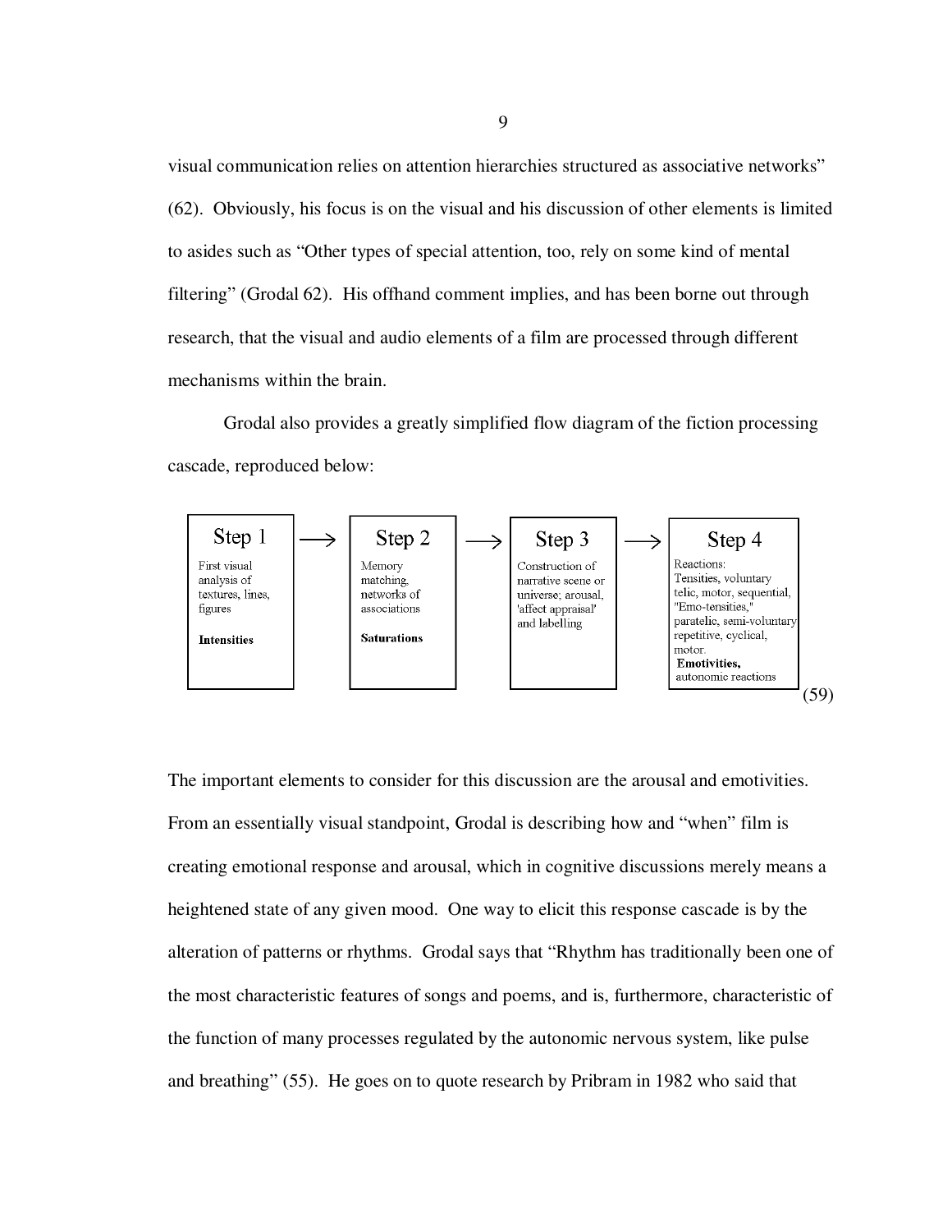visual communication relies on attention hierarchies structured as associative networks" (62). Obviously, his focus is on the visual and his discussion of other elements is limited to asides such as "Other types of special attention, too, rely on some kind of mental filtering" (Grodal 62). His offhand comment implies, and has been borne out through research, that the visual and audio elements of a film are processed through different mechanisms within the brain.

Grodal also provides a greatly simplified flow diagram of the fiction processing cascade, reproduced below:

| Step 1 | → | Step 2 | → | Step 3 | → | Step 4 |
|---|---|---|---|---|---|---|
| First visual analysis of textures, lines, figures<br><br>**Intensities** | | Memory matching, networks of associations<br><br>**Saturations** | | Construction of narrative scene or universe; arousal, 'affect appraisal' and labelling | | Reactions:<br>Tensities, voluntary telic, motor, sequential,<br>"Emo-tensities," paratelic, semi-voluntary repetitive, cyclical, motor.<br>**Emotivities,** autonomic reactions |

(59)

The important elements to consider for this discussion are the arousal and emotivities. From an essentially visual standpoint, Grodal is describing how and "when" film is creating emotional response and arousal, which in cognitive discussions merely means a heightened state of any given mood. One way to elicit this response cascade is by the alteration of patterns or rhythms. Grodal says that "Rhythm has traditionally been one of the most characteristic features of songs and poems, and is, furthermore, characteristic of the function of many processes regulated by the autonomic nervous system, like pulse and breathing" (55). He goes on to quote research by Pribram in 1982 who said that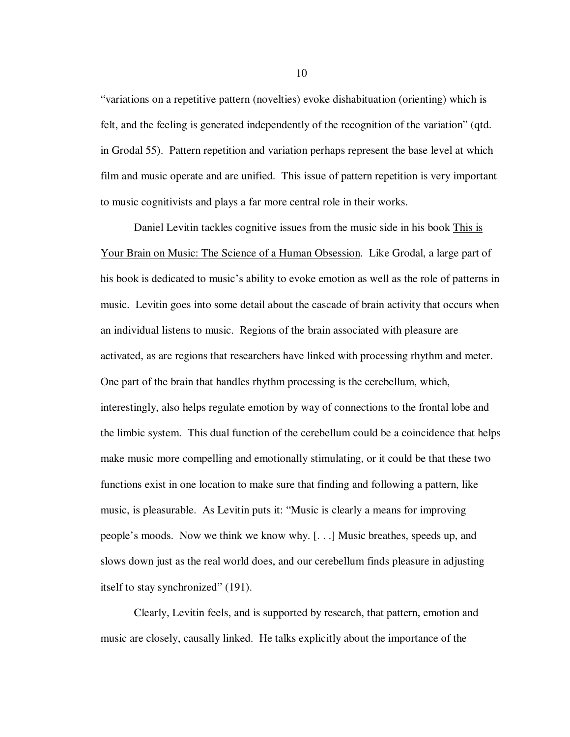"variations on a repetitive pattern (novelties) evoke dishabituation (orienting) which is felt, and the feeling is generated independently of the recognition of the variation" (qtd. in Grodal 55). Pattern repetition and variation perhaps represent the base level at which film and music operate and are unified. This issue of pattern repetition is very important to music cognitivists and plays a far more central role in their works.

Daniel Levitin tackles cognitive issues from the music side in his book <u>This is Your Brain on Music: The Science of a Human Obsession</u>. Like Grodal, a large part of his book is dedicated to music's ability to evoke emotion as well as the role of patterns in music. Levitin goes into some detail about the cascade of brain activity that occurs when an individual listens to music. Regions of the brain associated with pleasure are activated, as are regions that researchers have linked with processing rhythm and meter. One part of the brain that handles rhythm processing is the cerebellum, which, interestingly, also helps regulate emotion by way of connections to the frontal lobe and the limbic system. This dual function of the cerebellum could be a coincidence that helps make music more compelling and emotionally stimulating, or it could be that these two functions exist in one location to make sure that finding and following a pattern, like music, is pleasurable. As Levitin puts it: "Music is clearly a means for improving people's moods. Now we think we know why. [. . .] Music breathes, speeds up, and slows down just as the real world does, and our cerebellum finds pleasure in adjusting itself to stay synchronized" (191).

Clearly, Levitin feels, and is supported by research, that pattern, emotion and music are closely, causally linked. He talks explicitly about the importance of the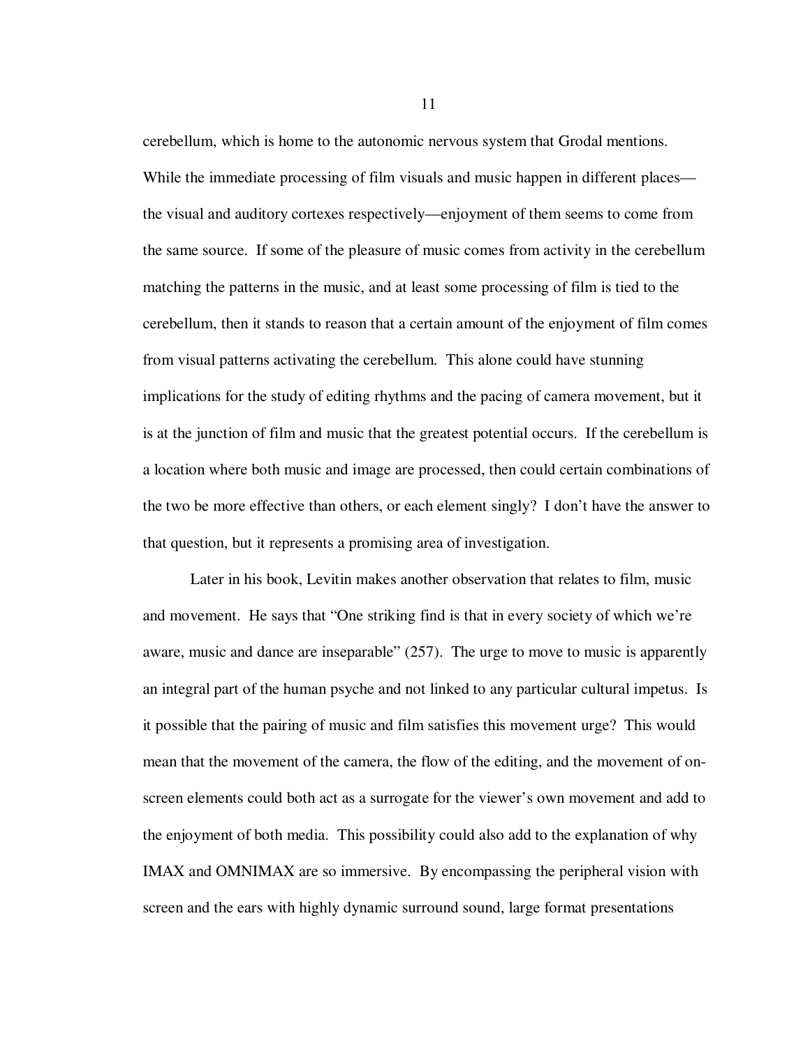cerebellum, which is home to the autonomic nervous system that Grodal mentions. While the immediate processing of film visuals and music happen in different places—the visual and auditory cortexes respectively—enjoyment of them seems to come from the same source. If some of the pleasure of music comes from activity in the cerebellum matching the patterns in the music, and at least some processing of film is tied to the cerebellum, then it stands to reason that a certain amount of the enjoyment of film comes from visual patterns activating the cerebellum. This alone could have stunning implications for the study of editing rhythms and the pacing of camera movement, but it is at the junction of film and music that the greatest potential occurs. If the cerebellum is a location where both music and image are processed, then could certain combinations of the two be more effective than others, or each element singly? I don't have the answer to that question, but it represents a promising area of investigation.

Later in his book, Levitin makes another observation that relates to film, music and movement. He says that "One striking find is that in every society of which we're aware, music and dance are inseparable" (257). The urge to move to music is apparently an integral part of the human psyche and not linked to any particular cultural impetus. Is it possible that the pairing of music and film satisfies this movement urge? This would mean that the movement of the camera, the flow of the editing, and the movement of on-screen elements could both act as a surrogate for the viewer's own movement and add to the enjoyment of both media. This possibility could also add to the explanation of why IMAX and OMNIMAX are so immersive. By encompassing the peripheral vision with screen and the ears with highly dynamic surround sound, large format presentations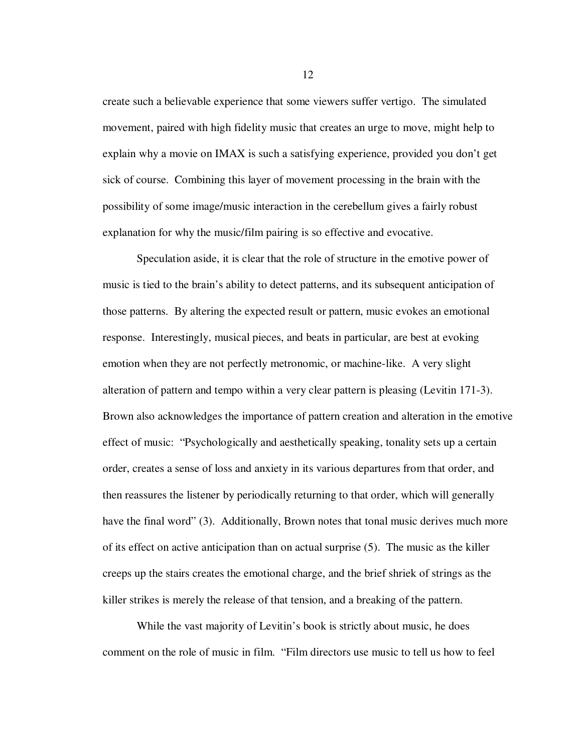create such a believable experience that some viewers suffer vertigo. The simulated movement, paired with high fidelity music that creates an urge to move, might help to explain why a movie on IMAX is such a satisfying experience, provided you don't get sick of course. Combining this layer of movement processing in the brain with the possibility of some image/music interaction in the cerebellum gives a fairly robust explanation for why the music/film pairing is so effective and evocative.

Speculation aside, it is clear that the role of structure in the emotive power of music is tied to the brain's ability to detect patterns, and its subsequent anticipation of those patterns. By altering the expected result or pattern, music evokes an emotional response. Interestingly, musical pieces, and beats in particular, are best at evoking emotion when they are not perfectly metronomic, or machine-like. A very slight alteration of pattern and tempo within a very clear pattern is pleasing (Levitin 171-3). Brown also acknowledges the importance of pattern creation and alteration in the emotive effect of music: "Psychologically and aesthetically speaking, tonality sets up a certain order, creates a sense of loss and anxiety in its various departures from that order, and then reassures the listener by periodically returning to that order, which will generally have the final word" (3). Additionally, Brown notes that tonal music derives much more of its effect on active anticipation than on actual surprise (5). The music as the killer creeps up the stairs creates the emotional charge, and the brief shriek of strings as the killer strikes is merely the release of that tension, and a breaking of the pattern.

While the vast majority of Levitin's book is strictly about music, he does comment on the role of music in film. "Film directors use music to tell us how to feel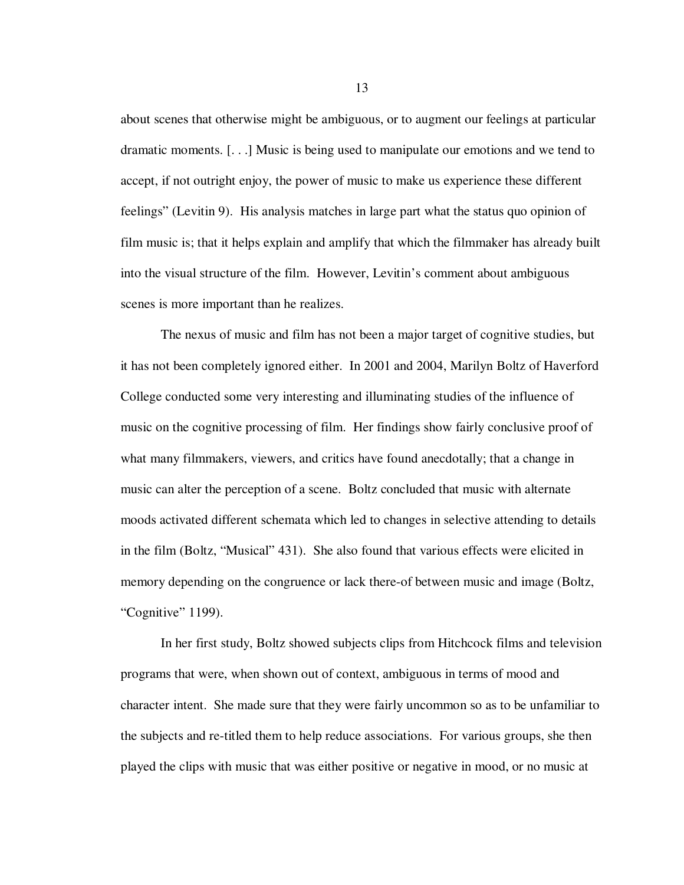about scenes that otherwise might be ambiguous, or to augment our feelings at particular dramatic moments. [. . .] Music is being used to manipulate our emotions and we tend to accept, if not outright enjoy, the power of music to make us experience these different feelings" (Levitin 9). His analysis matches in large part what the status quo opinion of film music is; that it helps explain and amplify that which the filmmaker has already built into the visual structure of the film. However, Levitin's comment about ambiguous scenes is more important than he realizes.

The nexus of music and film has not been a major target of cognitive studies, but it has not been completely ignored either. In 2001 and 2004, Marilyn Boltz of Haverford College conducted some very interesting and illuminating studies of the influence of music on the cognitive processing of film. Her findings show fairly conclusive proof of what many filmmakers, viewers, and critics have found anecdotally; that a change in music can alter the perception of a scene. Boltz concluded that music with alternate moods activated different schemata which led to changes in selective attending to details in the film (Boltz, "Musical" 431). She also found that various effects were elicited in memory depending on the congruence or lack there-of between music and image (Boltz, "Cognitive" 1199).

In her first study, Boltz showed subjects clips from Hitchcock films and television programs that were, when shown out of context, ambiguous in terms of mood and character intent. She made sure that they were fairly uncommon so as to be unfamiliar to the subjects and re-titled them to help reduce associations. For various groups, she then played the clips with music that was either positive or negative in mood, or no music at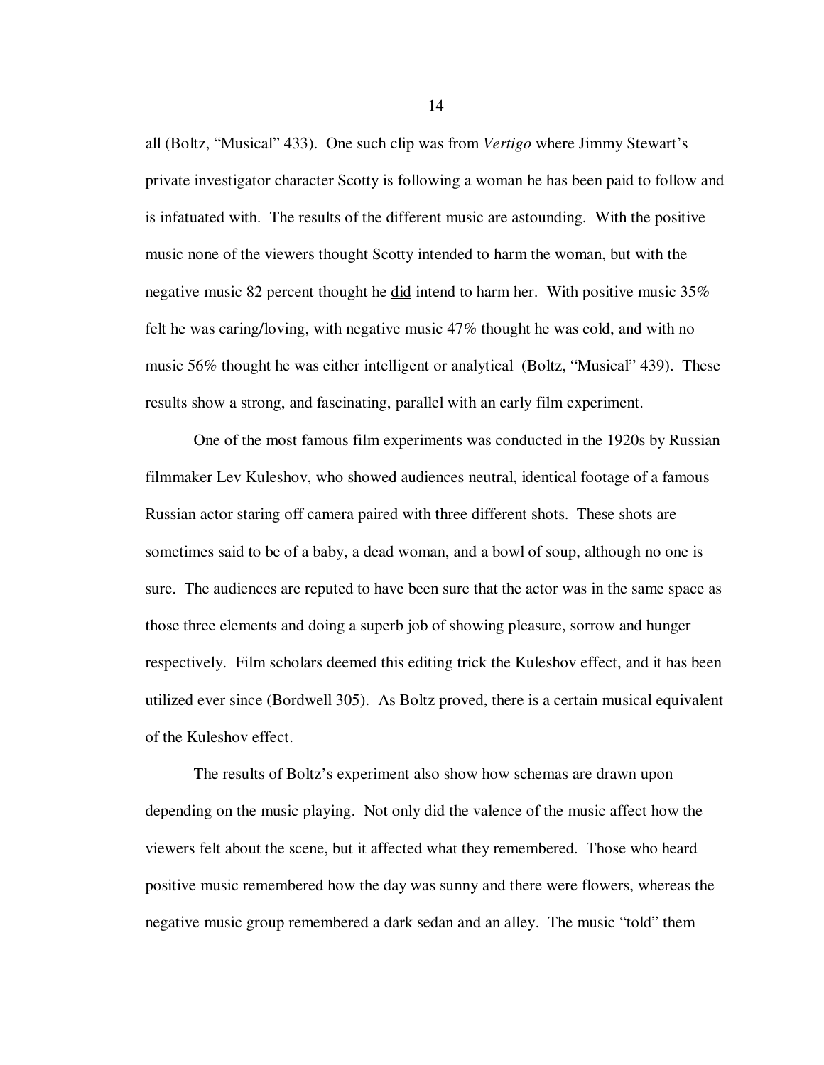all (Boltz, "Musical" 433). One such clip was from *Vertigo* where Jimmy Stewart's private investigator character Scotty is following a woman he has been paid to follow and is infatuated with. The results of the different music are astounding. With the positive music none of the viewers thought Scotty intended to harm the woman, but with the negative music 82 percent thought he <u>did</u> intend to harm her. With positive music 35% felt he was caring/loving, with negative music 47% thought he was cold, and with no music 56% thought he was either intelligent or analytical (Boltz, "Musical" 439). These results show a strong, and fascinating, parallel with an early film experiment.

One of the most famous film experiments was conducted in the 1920s by Russian filmmaker Lev Kuleshov, who showed audiences neutral, identical footage of a famous Russian actor staring off camera paired with three different shots. These shots are sometimes said to be of a baby, a dead woman, and a bowl of soup, although no one is sure. The audiences are reputed to have been sure that the actor was in the same space as those three elements and doing a superb job of showing pleasure, sorrow and hunger respectively. Film scholars deemed this editing trick the Kuleshov effect, and it has been utilized ever since (Bordwell 305). As Boltz proved, there is a certain musical equivalent of the Kuleshov effect.

The results of Boltz's experiment also show how schemas are drawn upon depending on the music playing. Not only did the valence of the music affect how the viewers felt about the scene, but it affected what they remembered. Those who heard positive music remembered how the day was sunny and there were flowers, whereas the negative music group remembered a dark sedan and an alley. The music "told" them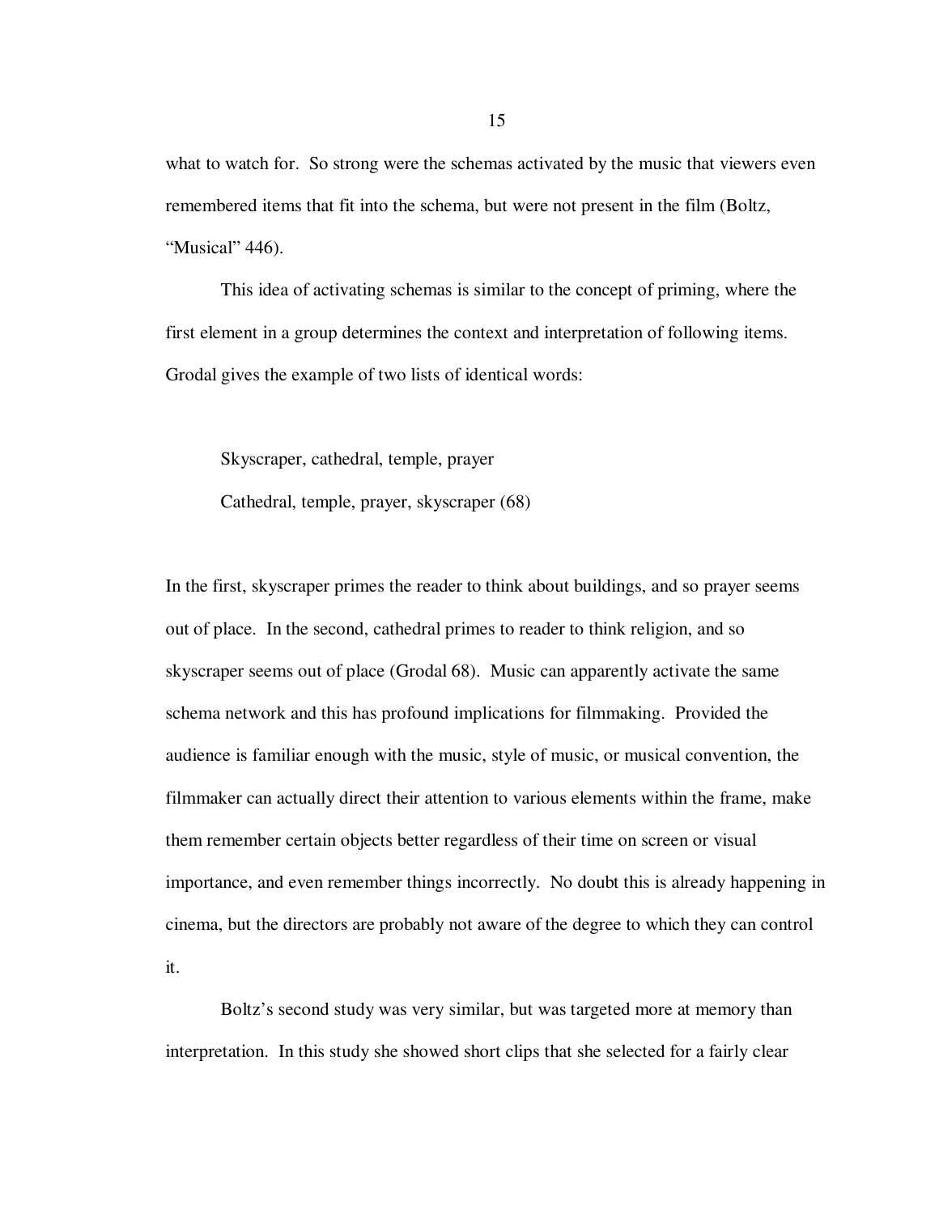what to watch for. So strong were the schemas activated by the music that viewers even remembered items that fit into the schema, but were not present in the film (Boltz, "Musical" 446).

This idea of activating schemas is similar to the concept of priming, where the first element in a group determines the context and interpretation of following items. Grodal gives the example of two lists of identical words:

> Skyscraper, cathedral, temple, prayer
>
> Cathedral, temple, prayer, skyscraper (68)

In the first, skyscraper primes the reader to think about buildings, and so prayer seems out of place. In the second, cathedral primes to reader to think religion, and so skyscraper seems out of place (Grodal 68). Music can apparently activate the same schema network and this has profound implications for filmmaking. Provided the audience is familiar enough with the music, style of music, or musical convention, the filmmaker can actually direct their attention to various elements within the frame, make them remember certain objects better regardless of their time on screen or visual importance, and even remember things incorrectly. No doubt this is already happening in cinema, but the directors are probably not aware of the degree to which they can control it.

Boltz's second study was very similar, but was targeted more at memory than interpretation. In this study she showed short clips that she selected for a fairly clear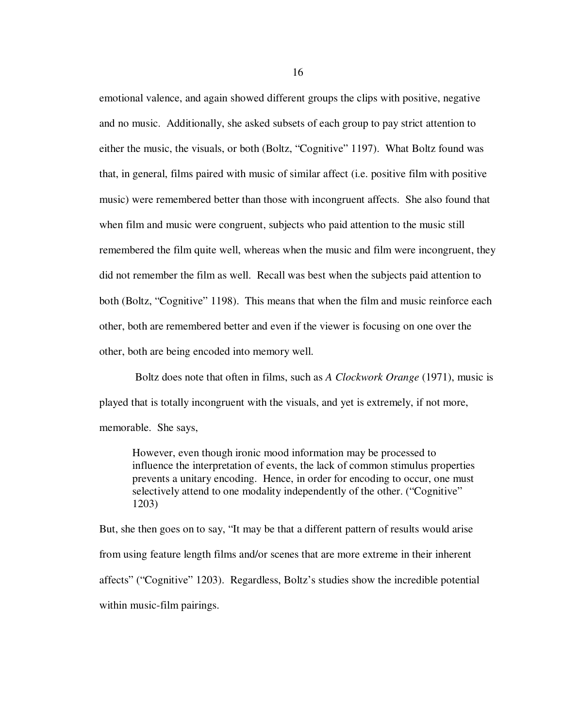emotional valence, and again showed different groups the clips with positive, negative and no music. Additionally, she asked subsets of each group to pay strict attention to either the music, the visuals, or both (Boltz, "Cognitive" 1197). What Boltz found was that, in general, films paired with music of similar affect (i.e. positive film with positive music) were remembered better than those with incongruent affects. She also found that when film and music were congruent, subjects who paid attention to the music still remembered the film quite well, whereas when the music and film were incongruent, they did not remember the film as well. Recall was best when the subjects paid attention to both (Boltz, "Cognitive" 1198). This means that when the film and music reinforce each other, both are remembered better and even if the viewer is focusing on one over the other, both are being encoded into memory well.

Boltz does note that often in films, such as *A Clockwork Orange* (1971), music is played that is totally incongruent with the visuals, and yet is extremely, if not more, memorable. She says,

> However, even though ironic mood information may be processed to influence the interpretation of events, the lack of common stimulus properties prevents a unitary encoding. Hence, in order for encoding to occur, one must selectively attend to one modality independently of the other. ("Cognitive" 1203)

But, she then goes on to say, "It may be that a different pattern of results would arise from using feature length films and/or scenes that are more extreme in their inherent affects" ("Cognitive" 1203). Regardless, Boltz's studies show the incredible potential within music-film pairings.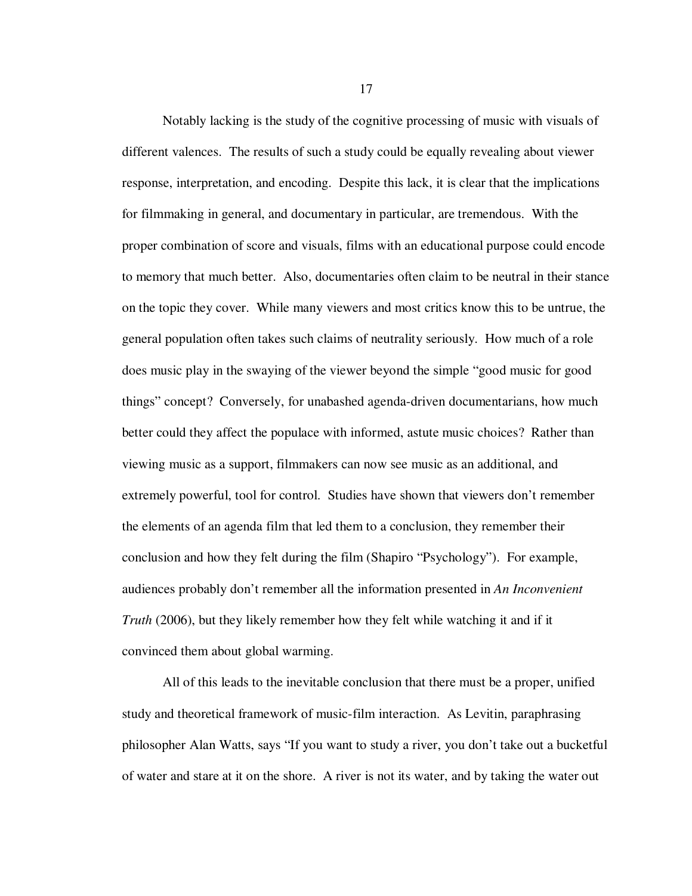Notably lacking is the study of the cognitive processing of music with visuals of different valences. The results of such a study could be equally revealing about viewer response, interpretation, and encoding. Despite this lack, it is clear that the implications for filmmaking in general, and documentary in particular, are tremendous. With the proper combination of score and visuals, films with an educational purpose could encode to memory that much better. Also, documentaries often claim to be neutral in their stance on the topic they cover. While many viewers and most critics know this to be untrue, the general population often takes such claims of neutrality seriously. How much of a role does music play in the swaying of the viewer beyond the simple "good music for good things" concept? Conversely, for unabashed agenda-driven documentarians, how much better could they affect the populace with informed, astute music choices? Rather than viewing music as a support, filmmakers can now see music as an additional, and extremely powerful, tool for control. Studies have shown that viewers don't remember the elements of an agenda film that led them to a conclusion, they remember their conclusion and how they felt during the film (Shapiro "Psychology"). For example, audiences probably don't remember all the information presented in *An Inconvenient Truth* (2006), but they likely remember how they felt while watching it and if it convinced them about global warming.

All of this leads to the inevitable conclusion that there must be a proper, unified study and theoretical framework of music-film interaction. As Levitin, paraphrasing philosopher Alan Watts, says "If you want to study a river, you don't take out a bucketful of water and stare at it on the shore. A river is not its water, and by taking the water out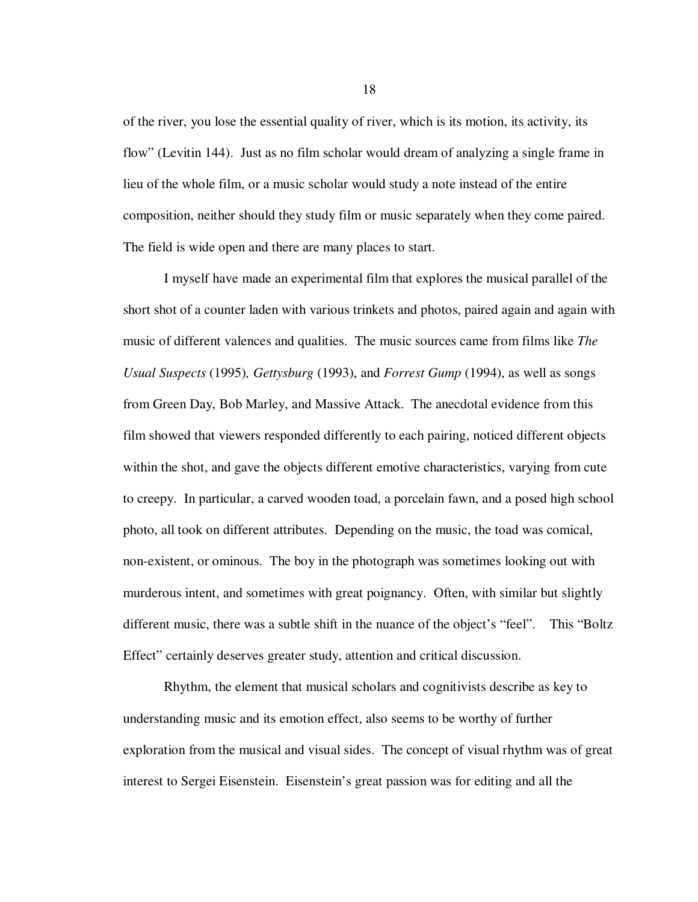of the river, you lose the essential quality of river, which is its motion, its activity, its flow" (Levitin 144). Just as no film scholar would dream of analyzing a single frame in lieu of the whole film, or a music scholar would study a note instead of the entire composition, neither should they study film or music separately when they come paired. The field is wide open and there are many places to start.

I myself have made an experimental film that explores the musical parallel of the short shot of a counter laden with various trinkets and photos, paired again and again with music of different valences and qualities. The music sources came from films like *The Usual Suspects* (1995)*, Gettysburg* (1993), and *Forrest Gump* (1994), as well as songs from Green Day, Bob Marley, and Massive Attack. The anecdotal evidence from this film showed that viewers responded differently to each pairing, noticed different objects within the shot, and gave the objects different emotive characteristics, varying from cute to creepy. In particular, a carved wooden toad, a porcelain fawn, and a posed high school photo, all took on different attributes. Depending on the music, the toad was comical, non-existent, or ominous. The boy in the photograph was sometimes looking out with murderous intent, and sometimes with great poignancy. Often, with similar but slightly different music, there was a subtle shift in the nuance of the object's "feel". This "Boltz Effect" certainly deserves greater study, attention and critical discussion.

Rhythm, the element that musical scholars and cognitivists describe as key to understanding music and its emotion effect, also seems to be worthy of further exploration from the musical and visual sides. The concept of visual rhythm was of great interest to Sergei Eisenstein. Eisenstein's great passion was for editing and all the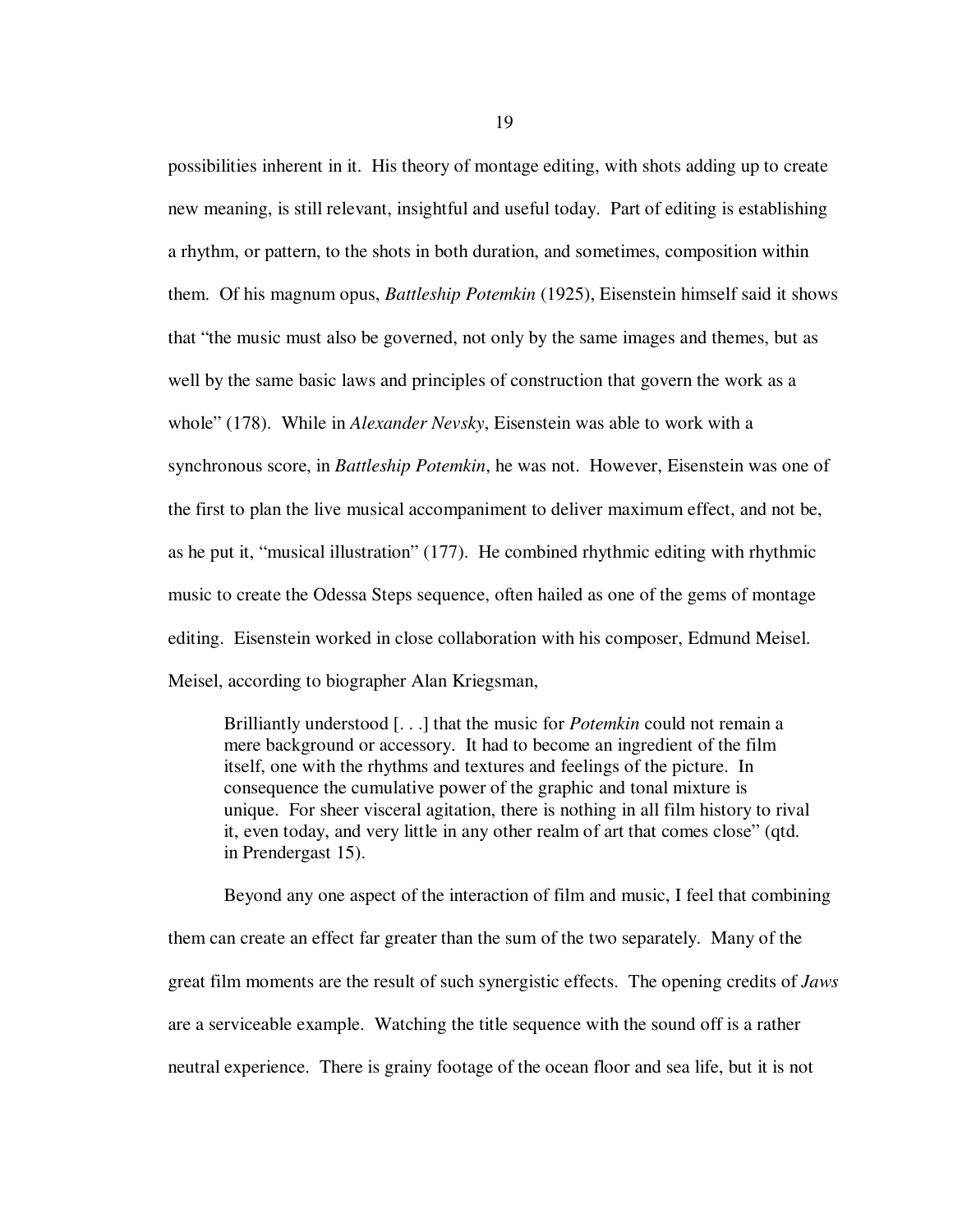possibilities inherent in it. His theory of montage editing, with shots adding up to create new meaning, is still relevant, insightful and useful today. Part of editing is establishing a rhythm, or pattern, to the shots in both duration, and sometimes, composition within them. Of his magnum opus, *Battleship Potemkin* (1925), Eisenstein himself said it shows that "the music must also be governed, not only by the same images and themes, but as well by the same basic laws and principles of construction that govern the work as a whole" (178). While in *Alexander Nevsky*, Eisenstein was able to work with a synchronous score, in *Battleship Potemkin*, he was not. However, Eisenstein was one of the first to plan the live musical accompaniment to deliver maximum effect, and not be, as he put it, "musical illustration" (177). He combined rhythmic editing with rhythmic music to create the Odessa Steps sequence, often hailed as one of the gems of montage editing. Eisenstein worked in close collaboration with his composer, Edmund Meisel. Meisel, according to biographer Alan Kriegsman,

> Brilliantly understood [. . .] that the music for *Potemkin* could not remain a mere background or accessory. It had to become an ingredient of the film itself, one with the rhythms and textures and feelings of the picture. In consequence the cumulative power of the graphic and tonal mixture is unique. For sheer visceral agitation, there is nothing in all film history to rival it, even today, and very little in any other realm of art that comes close" (qtd. in Prendergast 15).

Beyond any one aspect of the interaction of film and music, I feel that combining them can create an effect far greater than the sum of the two separately. Many of the great film moments are the result of such synergistic effects. The opening credits of *Jaws* are a serviceable example. Watching the title sequence with the sound off is a rather neutral experience. There is grainy footage of the ocean floor and sea life, but it is not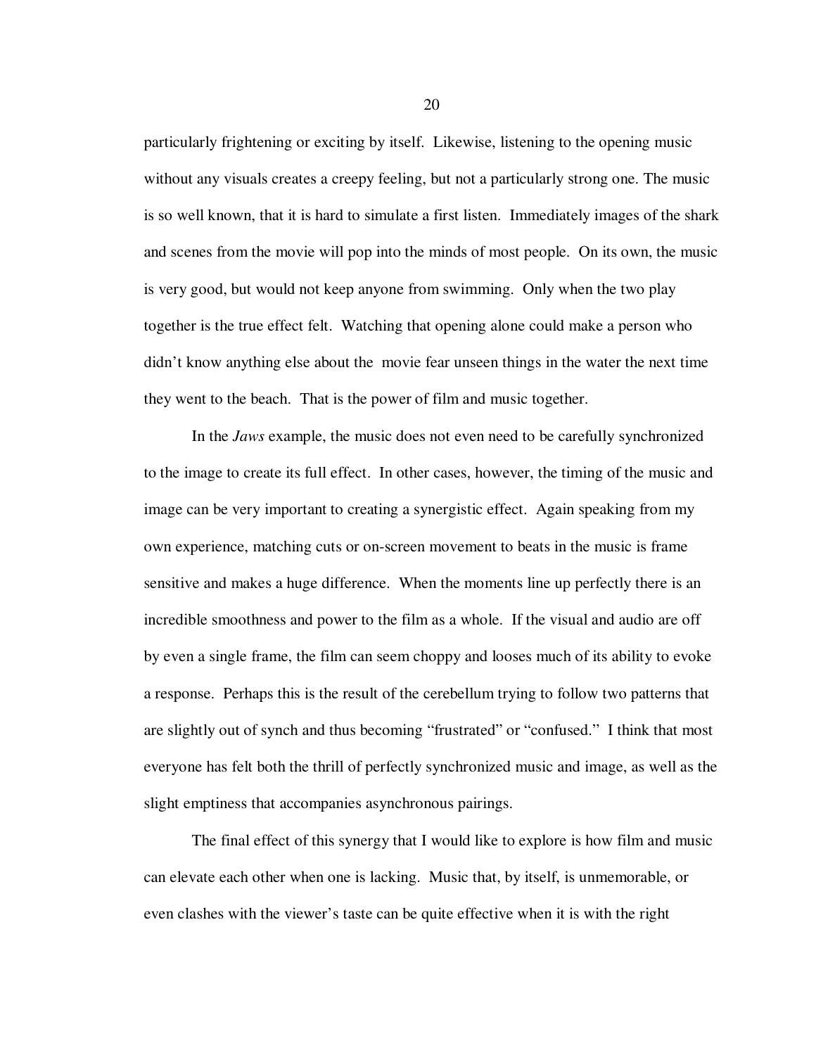particularly frightening or exciting by itself. Likewise, listening to the opening music without any visuals creates a creepy feeling, but not a particularly strong one. The music is so well known, that it is hard to simulate a first listen. Immediately images of the shark and scenes from the movie will pop into the minds of most people. On its own, the music is very good, but would not keep anyone from swimming. Only when the two play together is the true effect felt. Watching that opening alone could make a person who didn't know anything else about the movie fear unseen things in the water the next time they went to the beach. That is the power of film and music together.

In the *Jaws* example, the music does not even need to be carefully synchronized to the image to create its full effect. In other cases, however, the timing of the music and image can be very important to creating a synergistic effect. Again speaking from my own experience, matching cuts or on-screen movement to beats in the music is frame sensitive and makes a huge difference. When the moments line up perfectly there is an incredible smoothness and power to the film as a whole. If the visual and audio are off by even a single frame, the film can seem choppy and looses much of its ability to evoke a response. Perhaps this is the result of the cerebellum trying to follow two patterns that are slightly out of synch and thus becoming "frustrated" or "confused." I think that most everyone has felt both the thrill of perfectly synchronized music and image, as well as the slight emptiness that accompanies asynchronous pairings.

The final effect of this synergy that I would like to explore is how film and music can elevate each other when one is lacking. Music that, by itself, is unmemorable, or even clashes with the viewer's taste can be quite effective when it is with the right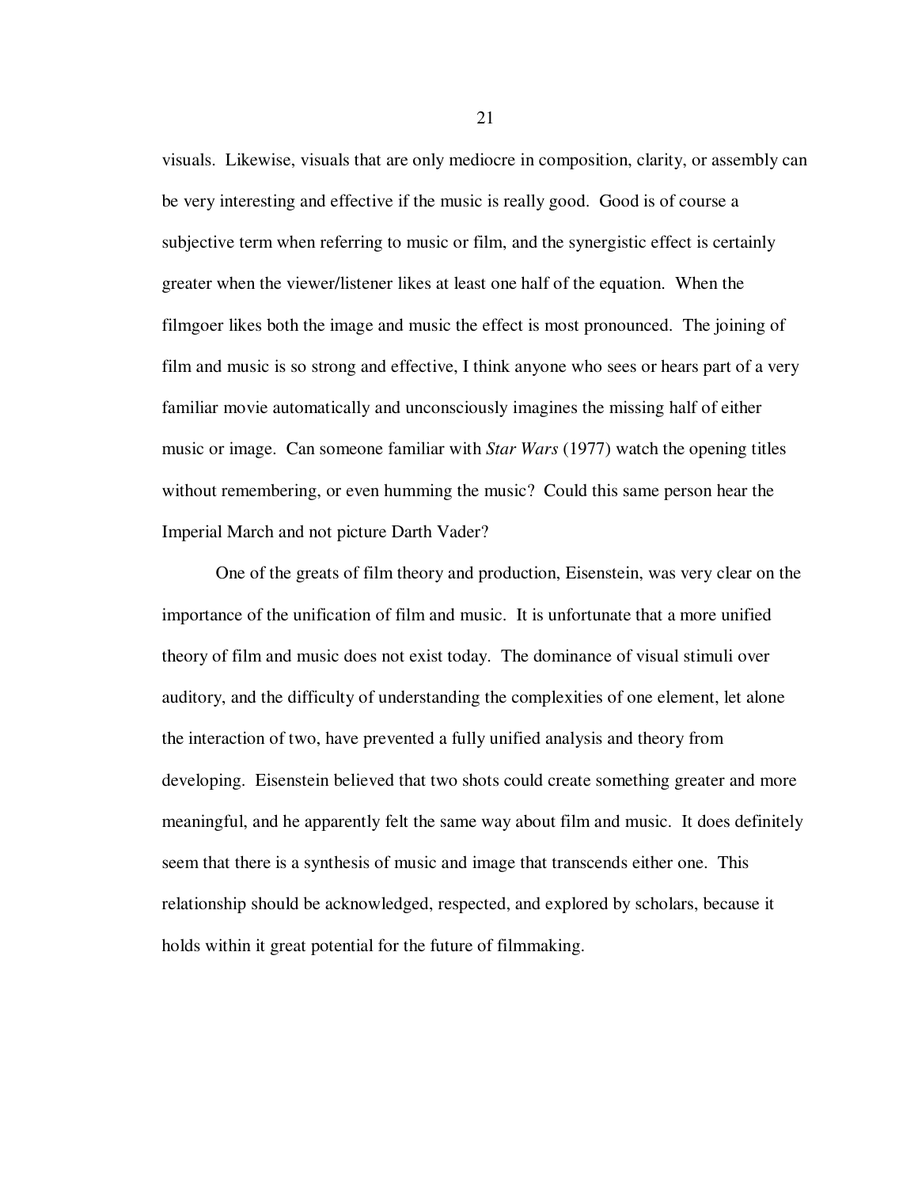visuals. Likewise, visuals that are only mediocre in composition, clarity, or assembly can be very interesting and effective if the music is really good. Good is of course a subjective term when referring to music or film, and the synergistic effect is certainly greater when the viewer/listener likes at least one half of the equation. When the filmgoer likes both the image and music the effect is most pronounced. The joining of film and music is so strong and effective, I think anyone who sees or hears part of a very familiar movie automatically and unconsciously imagines the missing half of either music or image. Can someone familiar with *Star Wars* (1977) watch the opening titles without remembering, or even humming the music? Could this same person hear the Imperial March and not picture Darth Vader?

One of the greats of film theory and production, Eisenstein, was very clear on the importance of the unification of film and music. It is unfortunate that a more unified theory of film and music does not exist today. The dominance of visual stimuli over auditory, and the difficulty of understanding the complexities of one element, let alone the interaction of two, have prevented a fully unified analysis and theory from developing. Eisenstein believed that two shots could create something greater and more meaningful, and he apparently felt the same way about film and music. It does definitely seem that there is a synthesis of music and image that transcends either one. This relationship should be acknowledged, respected, and explored by scholars, because it holds within it great potential for the future of filmmaking.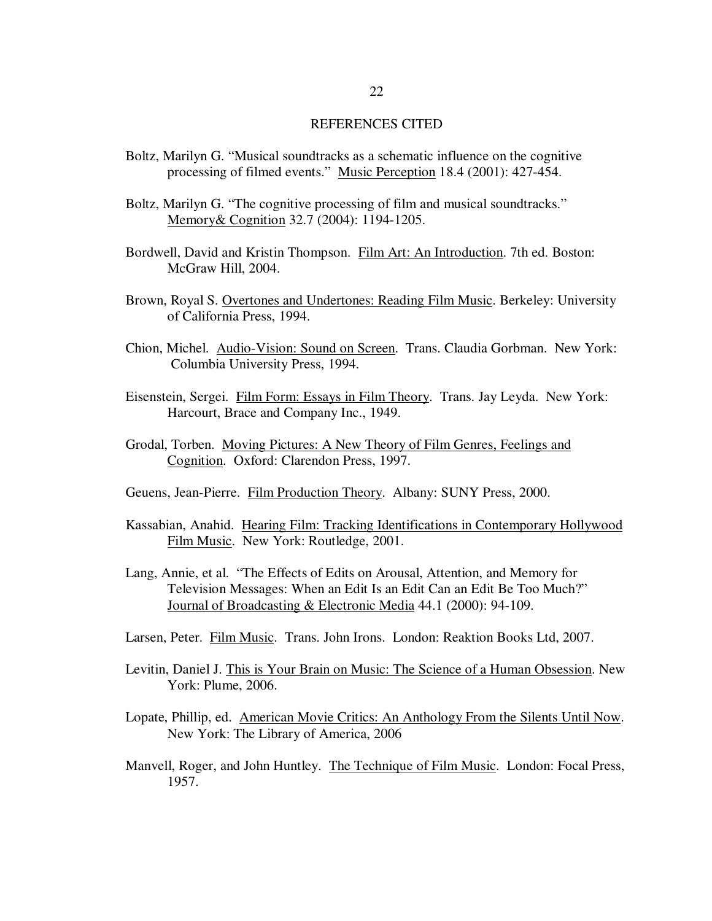# REFERENCES CITED

Boltz, Marilyn G. "Musical soundtracks as a schematic influence on the cognitive processing of filmed events." Music Perception 18.4 (2001): 427-454.

Boltz, Marilyn G. "The cognitive processing of film and musical soundtracks." Memory& Cognition 32.7 (2004): 1194-1205.

Bordwell, David and Kristin Thompson. Film Art: An Introduction. 7th ed. Boston: McGraw Hill, 2004.

Brown, Royal S. Overtones and Undertones: Reading Film Music. Berkeley: University of California Press, 1994.

Chion, Michel. Audio-Vision: Sound on Screen. Trans. Claudia Gorbman. New York: Columbia University Press, 1994.

Eisenstein, Sergei. Film Form: Essays in Film Theory. Trans. Jay Leyda. New York: Harcourt, Brace and Company Inc., 1949.

Grodal, Torben. Moving Pictures: A New Theory of Film Genres, Feelings and Cognition. Oxford: Clarendon Press, 1997.

Geuens, Jean-Pierre. Film Production Theory. Albany: SUNY Press, 2000.

Kassabian, Anahid. Hearing Film: Tracking Identifications in Contemporary Hollywood Film Music. New York: Routledge, 2001.

Lang, Annie, et al. "The Effects of Edits on Arousal, Attention, and Memory for Television Messages: When an Edit Is an Edit Can an Edit Be Too Much?" Journal of Broadcasting & Electronic Media 44.1 (2000): 94-109.

Larsen, Peter. Film Music. Trans. John Irons. London: Reaktion Books Ltd, 2007.

Levitin, Daniel J. This is Your Brain on Music: The Science of a Human Obsession. New York: Plume, 2006.

Lopate, Phillip, ed. American Movie Critics: An Anthology From the Silents Until Now. New York: The Library of America, 2006

Manvell, Roger, and John Huntley. The Technique of Film Music. London: Focal Press, 1957.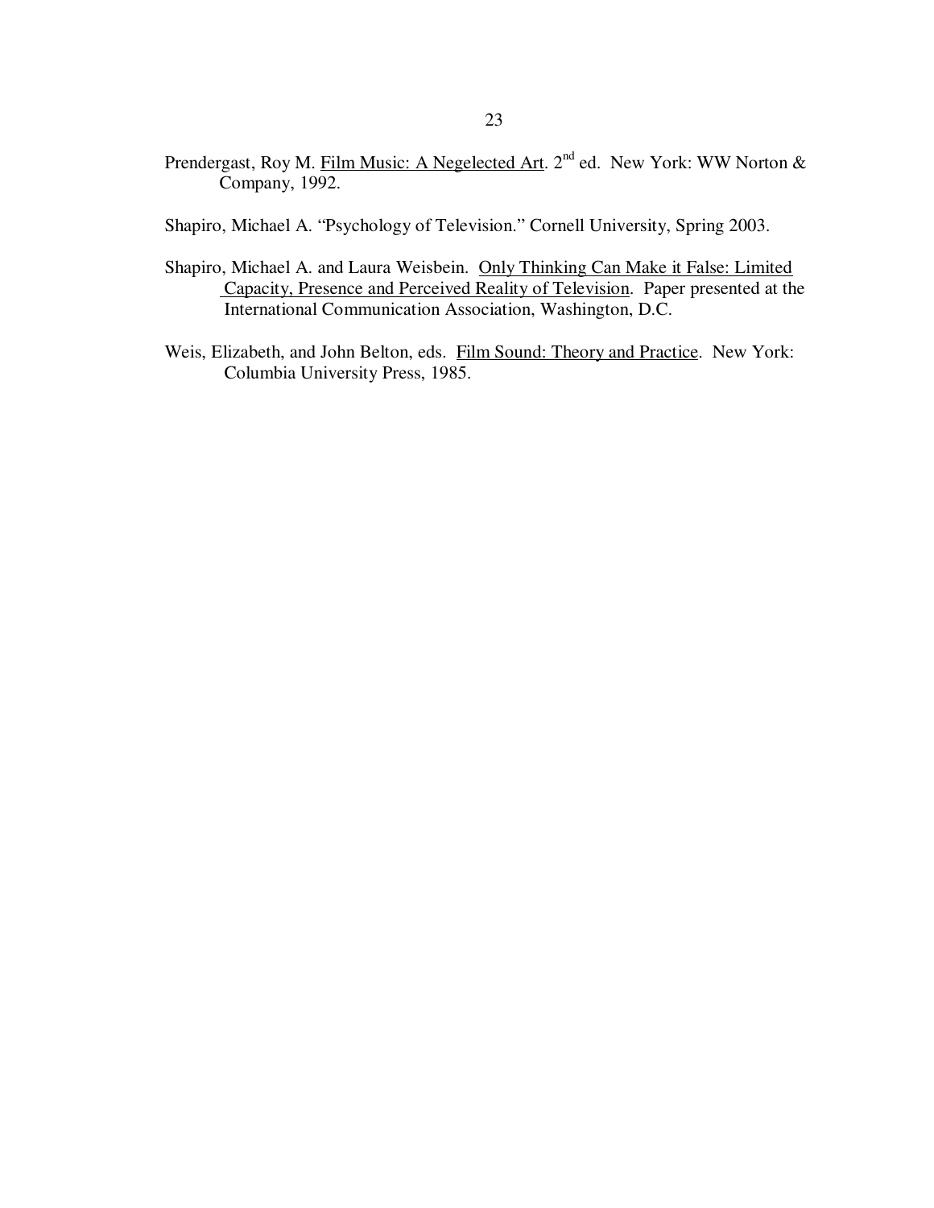Prendergast, Roy M. <u>Film Music: A Negelected Art</u>. 2nd ed. New York: WW Norton & Company, 1992.

Shapiro, Michael A. "Psychology of Television." Cornell University, Spring 2003.

Shapiro, Michael A. and Laura Weisbein. <u>Only Thinking Can Make it False: Limited Capacity, Presence and Perceived Reality of Television</u>. Paper presented at the International Communication Association, Washington, D.C.

Weis, Elizabeth, and John Belton, eds. <u>Film Sound: Theory and Practice</u>. New York: Columbia University Press, 1985.